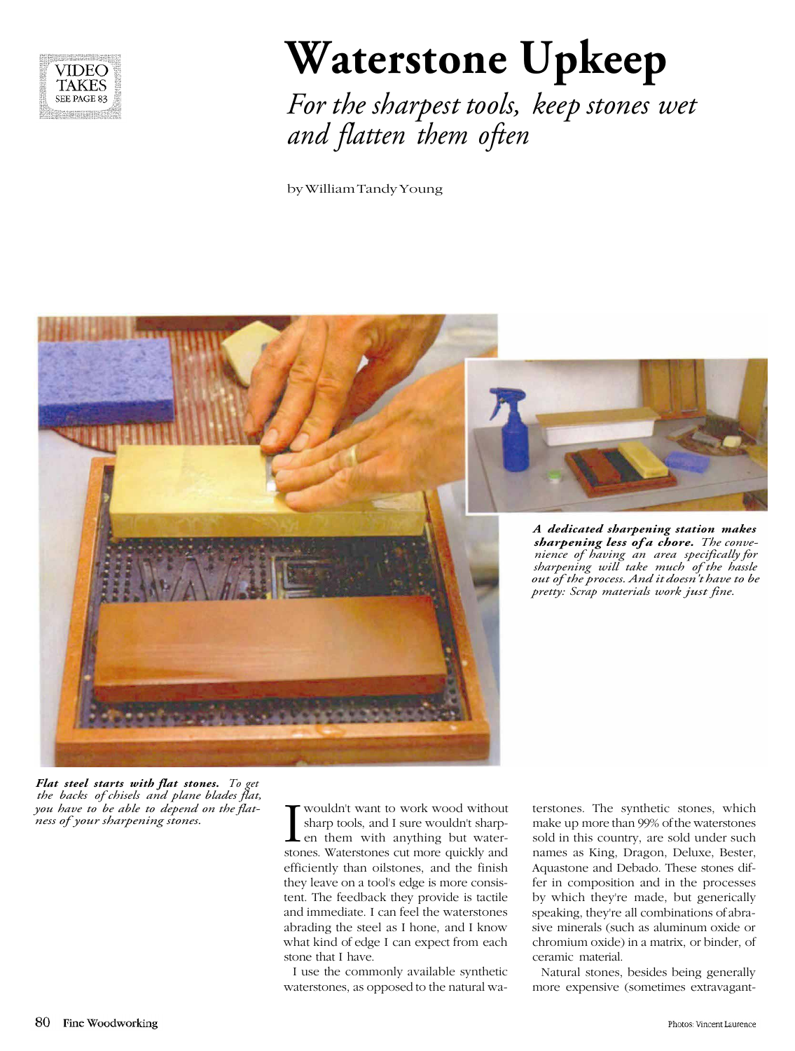VIDEO TAKES SEE PAGE 83

# Waterstone Upkeep

## *For the sharpest tools, keep stones wet and flatten them often*

by William Tandy Young

***A dedicated sharpening station makes sharpening less of a chore.*** *The convenience of having an area specifically for sharpening will take much of the hassle out of the process. And it doesn't have to be pretty: Scrap materials work just fine.*

***Flat steel starts with flat stones.*** *To get the backs of chisels and plane blades flat, you have to be able to depend on the flatness of your sharpening stones.*

I wouldn't want to work wood without sharp tools, and I sure wouldn't sharpen them with anything but waterstones. Waterstones cut more quickly and efficiently than oilstones, and the finish they leave on a tool's edge is more consistent. The feedback they provide is tactile and immediate. I can feel the waterstones abrading the steel as I hone, and I know what kind of edge I can expect from each stone that I have.

I use the commonly available synthetic waterstones, as opposed to the natural waterstones. The synthetic stones, which make up more than 99% of the waterstones sold in this country, are sold under such names as King, Dragon, Deluxe, Bester, Aquastone and Debado. These stones differ in composition and in the processes by which they're made, but generically speaking, they're all combinations of abrasive minerals (such as aluminum oxide or chromium oxide) in a matrix, or binder, of ceramic material.

Natural stones, besides being generally more expensive (sometimes extravagant-

Photos: Vincent Laurence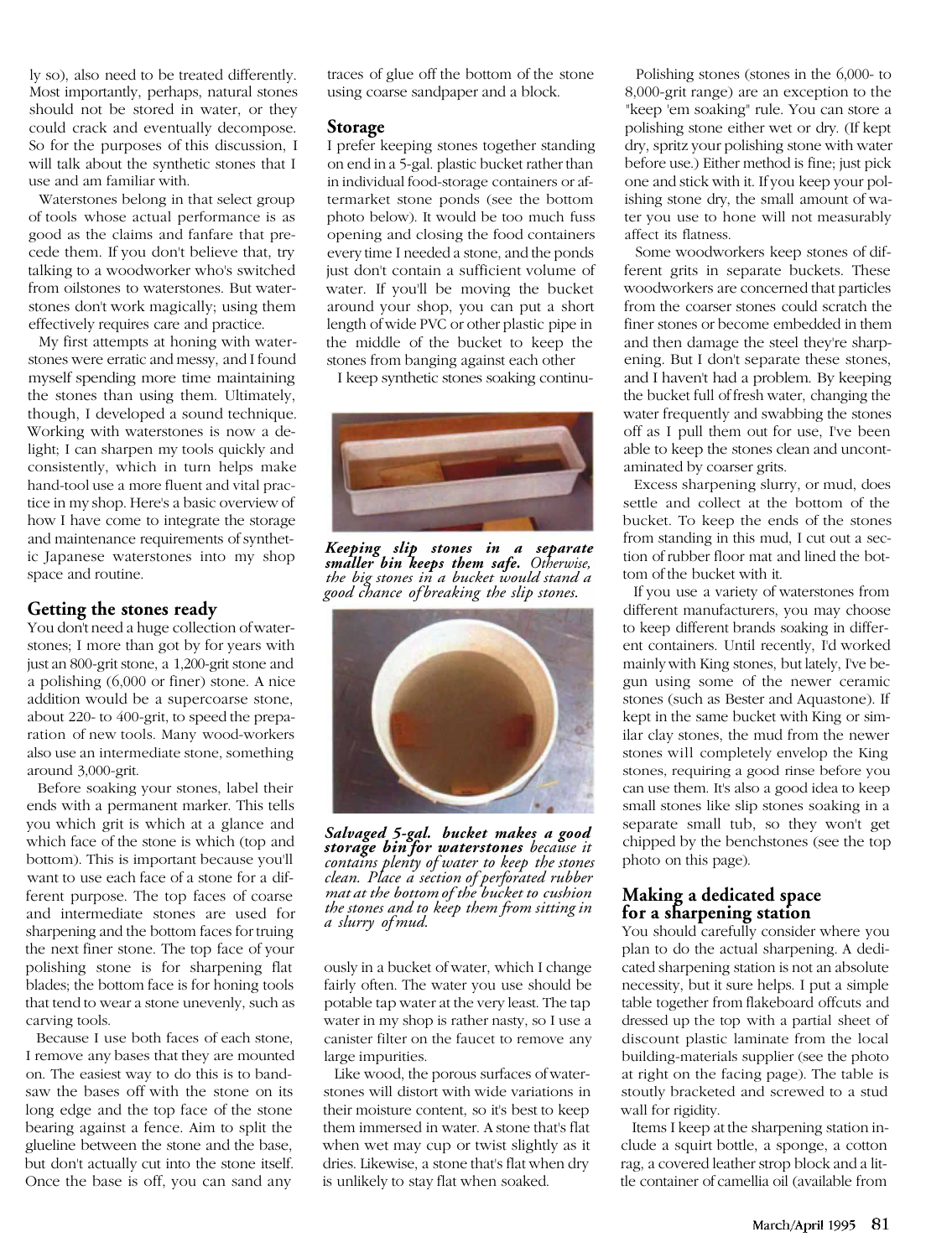ly so), also need to be treated differently. Most importantly, perhaps, natural stones should not be stored in water, or they could crack and eventually decompose. So for the purposes of this discussion, I will talk about the synthetic stones that I use and am familiar with.

Waterstones belong in that select group of tools whose actual performance is as good as the claims and fanfare that precede them. If you don't believe that, try talking to a woodworker who's switched from oilstones to waterstones. But waterstones don't work magically; using them effectively requires care and practice.

My first attempts at honing with waterstones were erratic and messy, and I found myself spending more time maintaining the stones than using them. Ultimately, though, I developed a sound technique. Working with waterstones is now a delight; I can sharpen my tools quickly and consistently, which in turn helps make hand-tool use a more fluent and vital practice in my shop. Here's a basic overview of how I have come to integrate the storage and maintenance requirements of synthetic Japanese waterstones into my shop space and routine.

## Getting the stones ready

You don't need a huge collection of waterstones; I more than got by for years with just an 800-grit stone, a 1,200-grit stone and a polishing (6,000 or finer) stone. A nice addition would be a supercoarse stone, about 220- to 400-grit, to speed the preparation of new tools. Many wood-workers also use an intermediate stone, something around 3,000-grit.

Before soaking your stones, label their ends with a permanent marker. This tells you which grit is which at a glance and which face of the stone is which (top and bottom). This is important because you'll want to use each face of a stone for a different purpose. The top faces of coarse and intermediate stones are used for sharpening and the bottom faces for truing the next finer stone. The top face of your polishing stone is for sharpening flat blades; the bottom face is for honing tools that tend to wear a stone unevenly, such as carving tools.

Because I use both faces of each stone, I remove any bases that they are mounted on. The easiest way to do this is to bandsaw the bases off with the stone on its long edge and the top face of the stone bearing against a fence. Aim to split the glueline between the stone and the base, but don't actually cut into the stone itself. Once the base is off, you can sand any traces of glue off the bottom of the stone using coarse sandpaper and a block.

## Storage

I prefer keeping stones together standing on end in a 5-gal. plastic bucket rather than in individual food-storage containers or aftermarket stone ponds (see the bottom photo below). It would be too much fuss opening and closing the food containers every time I needed a stone, and the ponds just don't contain a sufficient volume of water. If you'll be moving the bucket around your shop, you can put a short length of wide PVC or other plastic pipe in the middle of the bucket to keep the stones from banging against each other

*Keeping slip stones in a separate smaller bin keeps them safe. Otherwise, the big stones in a bucket would stand a good chance of breaking the slip stones.*

*Salvaged 5-gal. bucket makes a good storage bin for waterstones because it contains plenty of water to keep the stones clean. Place a section of perforated rubber mat at the bottom of the bucket to cushion the stones and to keep them from sitting in a slurry of mud.*

I keep synthetic stones soaking continuously in a bucket of water, which I change fairly often. The water you use should be potable tap water at the very least. The tap water in my shop is rather nasty, so I use a canister filter on the faucet to remove any large impurities.

Like wood, the porous surfaces of waterstones will distort with wide variations in their moisture content, so it's best to keep them immersed in water. A stone that's flat when wet may cup or twist slightly as it dries. Likewise, a stone that's flat when dry is unlikely to stay flat when soaked.

Polishing stones (stones in the 6,000- to 8,000-grit range) are an exception to the "keep 'em soaking" rule. You can store a polishing stone either wet or dry. (If kept dry, spritz your polishing stone with water before use.) Either method is fine; just pick one and stick with it. If you keep your polishing stone dry, the small amount of water you use to hone will not measurably affect its flatness.

Some woodworkers keep stones of different grits in separate buckets. These woodworkers are concerned that particles from the coarser stones could scratch the finer stones or become embedded in them and then damage the steel they're sharpening. But I don't separate these stones, and I haven't had a problem. By keeping the bucket full of fresh water, changing the water frequently and swabbing the stones off as I pull them out for use, I've been able to keep the stones clean and uncontaminated by coarser grits.

Excess sharpening slurry, or mud, does settle and collect at the bottom of the bucket. To keep the ends of the stones from standing in this mud, I cut out a section of rubber floor mat and lined the bottom of the bucket with it.

If you use a variety of waterstones from different manufacturers, you may choose to keep different brands soaking in different containers. Until recently, I'd worked mainly with King stones, but lately, I've begun using some of the newer ceramic stones (such as Bester and Aquastone). If kept in the same bucket with King or similar clay stones, the mud from the newer stones will completely envelop the King stones, requiring a good rinse before you can use them. It's also a good idea to keep small stones like slip stones soaking in a separate small tub, so they won't get chipped by the benchstones (see the top photo on this page).

## Making a dedicated space for a sharpening station

You should carefully consider where you plan to do the actual sharpening. A dedicated sharpening station is not an absolute necessity, but it sure helps. I put a simple table together from flakeboard offcuts and dressed up the top with a partial sheet of discount plastic laminate from the local building-materials supplier (see the photo at right on the facing page). The table is stoutly bracketed and screwed to a stud wall for rigidity.

Items I keep at the sharpening station include a squirt bottle, a sponge, a cotton rag, a covered leather strop block and a little container of camellia oil (available from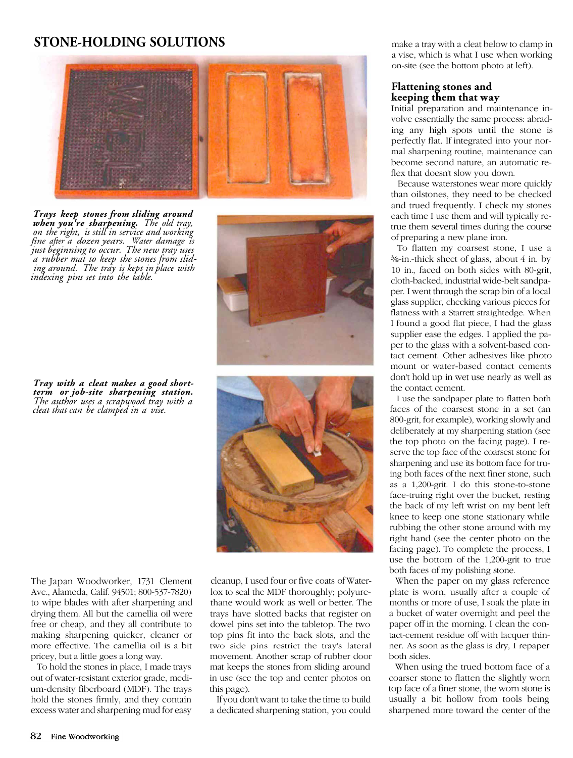## STONE-HOLDING SOLUTIONS

***Trays keep stones from sliding around when you're sharpening.*** *The old tray, on the right, is still in service and working fine after a dozen years. Water damage is just beginning to occur. The new tray uses a rubber mat to keep the stones from sliding around. The tray is kept in place with indexing pins set into the table.*

***Tray with a cleat makes a good short-term or job-site sharpening station.*** *The author uses a scrapwood tray with a cleat that can be clamped in a vise.*

The Japan Woodworker, 1731 Clement Ave., Alameda, Calif. 94501; 800-537-7820) to wipe blades with after sharpening and drying them. All but the camellia oil were free or cheap, and they all contribute to making sharpening quicker, cleaner or more effective. The camellia oil is a bit pricey, but a little goes a long way.

To hold the stones in place, I made trays out of water-resistant exterior grade, medium-density fiberboard (MDF). The trays hold the stones firmly, and they contain excess water and sharpening mud for easy cleanup, I used four or five coats of Waterlox to seal the MDF thoroughly; polyurethane would work as well or better. The trays have slotted backs that register on dowel pins set into the tabletop. The two top pins fit into the back slots, and the two side pins restrict the tray's lateral movement. Another scrap of rubber door mat keeps the stones from sliding around in use (see the top and center photos on this page).

If you don't want to take the time to build a dedicated sharpening station, you could make a tray with a cleat below to clamp in a vise, which is what I use when working on-site (see the bottom photo at left).

### Flattening stones and keeping them that way

Initial preparation and maintenance involve essentially the same process: abrading any high spots until the stone is perfectly flat. If integrated into your normal sharpening routine, maintenance can become second nature, an automatic reflex that doesn't slow you down.

Because waterstones wear more quickly than oilstones, they need to be checked and trued frequently. I check my stones each time I use them and will typically retrue them several times during the course of preparing a new plane iron.

To flatten my coarsest stone, I use a ⅜-in.-thick sheet of glass, about 4 in. by 10 in., faced on both sides with 80-grit, cloth-backed, industrial wide-belt sandpaper. I went through the scrap bin of a local glass supplier, checking various pieces for flatness with a Starrett straightedge. When I found a good flat piece, I had the glass supplier ease the edges. I applied the paper to the glass with a solvent-based contact cement. Other adhesives like photo mount or water-based contact cements don't hold up in wet use nearly as well as the contact cement.

I use the sandpaper plate to flatten both faces of the coarsest stone in a set (an 800-grit, for example), working slowly and deliberately at my sharpening station (see the top photo on the facing page). I reserve the top face of the coarsest stone for sharpening and use its bottom face for truing both faces of the next finer stone, such as a 1,200-grit. I do this stone-to-stone face-truing right over the bucket, resting the back of my left wrist on my bent left knee to keep one stone stationary while rubbing the other stone around with my right hand (see the center photo on the facing page). To complete the process, I use the bottom of the 1,200-grit to true both faces of my polishing stone.

When the paper on my glass reference plate is worn, usually after a couple of months or more of use, I soak the plate in a bucket of water overnight and peel the paper off in the morning. I clean the contact-cement residue off with lacquer thinner. As soon as the glass is dry, I repaper both sides.

When using the trued bottom face of a coarser stone to flatten the slightly worn top face of a finer stone, the worn stone is usually a bit hollow from tools being sharpened more toward the center of the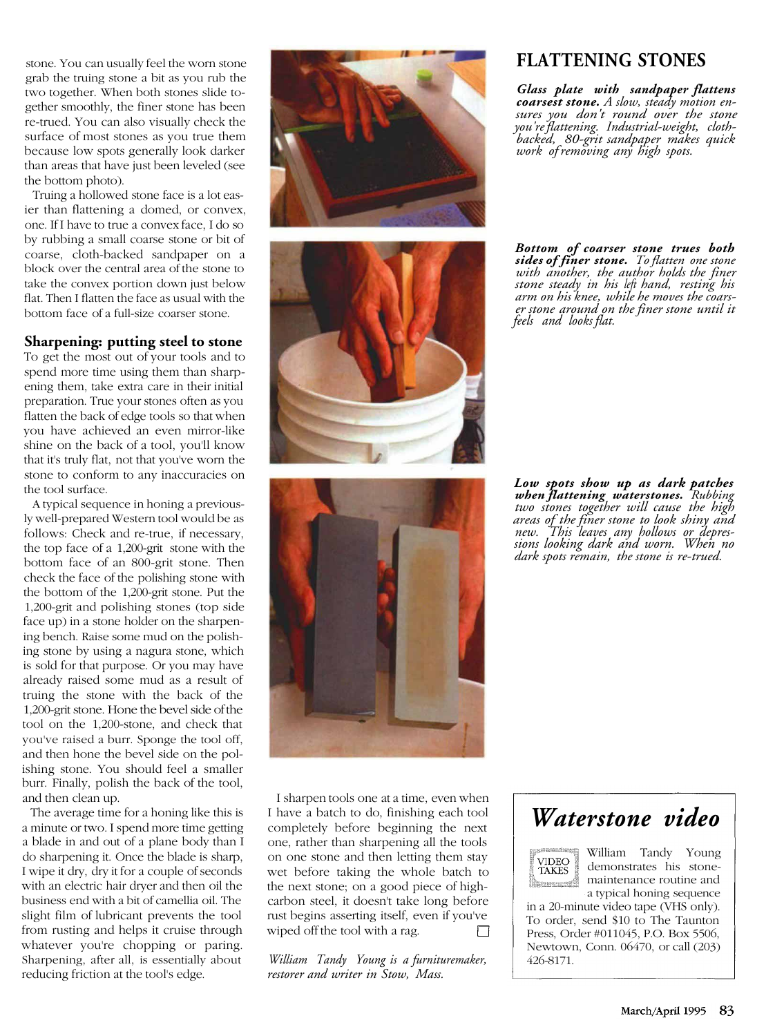stone. You can usually feel the worn stone grab the truing stone a bit as you rub the two together. When both stones slide together smoothly, the finer stone has been re-trued. You can also visually check the surface of most stones as you true them because low spots generally look darker than areas that have just been leveled (see the bottom photo).

Truing a hollowed stone face is a lot easier than flattening a domed, or convex, one. If I have to true a convex face, I do so by rubbing a small coarse stone or bit of coarse, cloth-backed sandpaper on a block over the central area of the stone to take the convex portion down just below flat. Then I flatten the face as usual with the bottom face of a full-size coarser stone.

## Sharpening: putting steel to stone

To get the most out of your tools and to spend more time using them than sharpening them, take extra care in their initial preparation. True your stones often as you flatten the back of edge tools so that when you have achieved an even mirror-like shine on the back of a tool, you'll know that it's truly flat, not that you've worn the stone to conform to any inaccuracies on the tool surface.

A typical sequence in honing a previously well-prepared Western tool would be as follows: Check and re-true, if necessary, the top face of a 1,200-grit stone with the bottom face of an 800-grit stone. Then check the face of the polishing stone with the bottom of the 1,200-grit stone. Put the 1,200-grit and polishing stones (top side face up) in a stone holder on the sharpening bench. Raise some mud on the polishing stone by using a nagura stone, which is sold for that purpose. Or you may have already raised some mud as a result of truing the stone with the back of the 1,200-grit stone. Hone the bevel side of the tool on the 1,200-stone, and check that you've raised a burr. Sponge the tool off, and then hone the bevel side on the polishing stone. You should feel a smaller burr. Finally, polish the back of the tool, and then clean up.

The average time for a honing like this is a minute or two. I spend more time getting a blade in and out of a plane body than I do sharpening it. Once the blade is sharp, I wipe it dry, dry it for a couple of seconds with an electric hair dryer and then oil the business end with a bit of camellia oil. The slight film of lubricant prevents the tool from rusting and helps it cruise through whatever you're chopping or paring. Sharpening, after all, is essentially about reducing friction at the tool's edge.

I sharpen tools one at a time, even when I have a batch to do, finishing each tool completely before beginning the next one, rather than sharpening all the tools on one stone and then letting them stay wet before taking the whole batch to the next stone; on a good piece of high-carbon steel, it doesn't take long before rust begins asserting itself, even if you've wiped off the tool with a rag. □

*William Tandy Young is a furnituremaker, restorer and writer in Stow, Mass.*

## FLATTENING STONES

***Glass plate with sandpaper flattens coarsest stone.*** *A slow, steady motion ensures you don't round over the stone you're flattening. Industrial-weight, cloth-backed, 80-grit sandpaper makes quick work of removing any high spots.*

***Bottom of coarser stone trues both sides of finer stone.*** *To flatten one stone with another, the author holds the finer stone steady in his left hand, resting his arm on his knee, while he moves the coarser stone around on the finer stone until it feels and looks flat.*

***Low spots show up as dark patches when flattening waterstones.*** *Rubbing two stones together will cause the high areas of the finer stone to look shiny and new. This leaves any hollows or depressions looking dark and worn. When no dark spots remain, the stone is re-trued.*

## Waterstone video

VIDEO TAKES

William Tandy Young demonstrates his stone-maintenance routine and a typical honing sequence in a 20-minute video tape (VHS only). To order, send $10 to The Taunton Press, Order #011045, P.O. Box 5506, Newtown, Conn. 06470, or call (203) 426-8171.